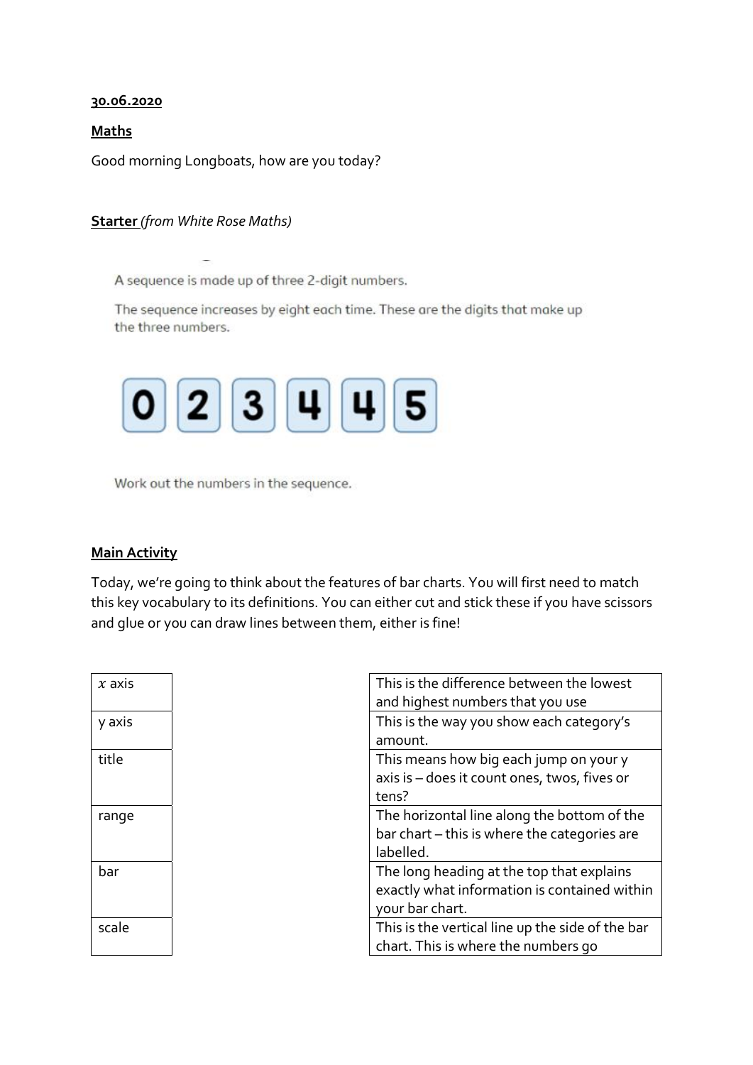**30.06.2020**

**Maths**

Good morning Longboats, how are you today?

**Starter** *(from White Rose Maths)*

A sequence is made up of three 2-digit numbers.

The sequence increases by eight each time. These are the digits that make up the three numbers.

0 2 3 4 4 5

Work out the numbers in the sequence.

**Main Activity**

Today, we're going to think about the features of bar charts. You will first need to match this key vocabulary to its definitions. You can either cut and stick these if you have scissors and glue or you can draw lines between them, either is fine!

| | |
|---|---|
| $x$ axis | This is the difference between the lowest and highest numbers that you use |
| y axis | This is the way you show each category's amount. |
| title | This means how big each jump on your y axis is – does it count ones, twos, fives or tens? |
| range | The horizontal line along the bottom of the bar chart – this is where the categories are labelled. |
| bar | The long heading at the top that explains exactly what information is contained within your bar chart. |
| scale | This is the vertical line up the side of the bar chart. This is where the numbers go |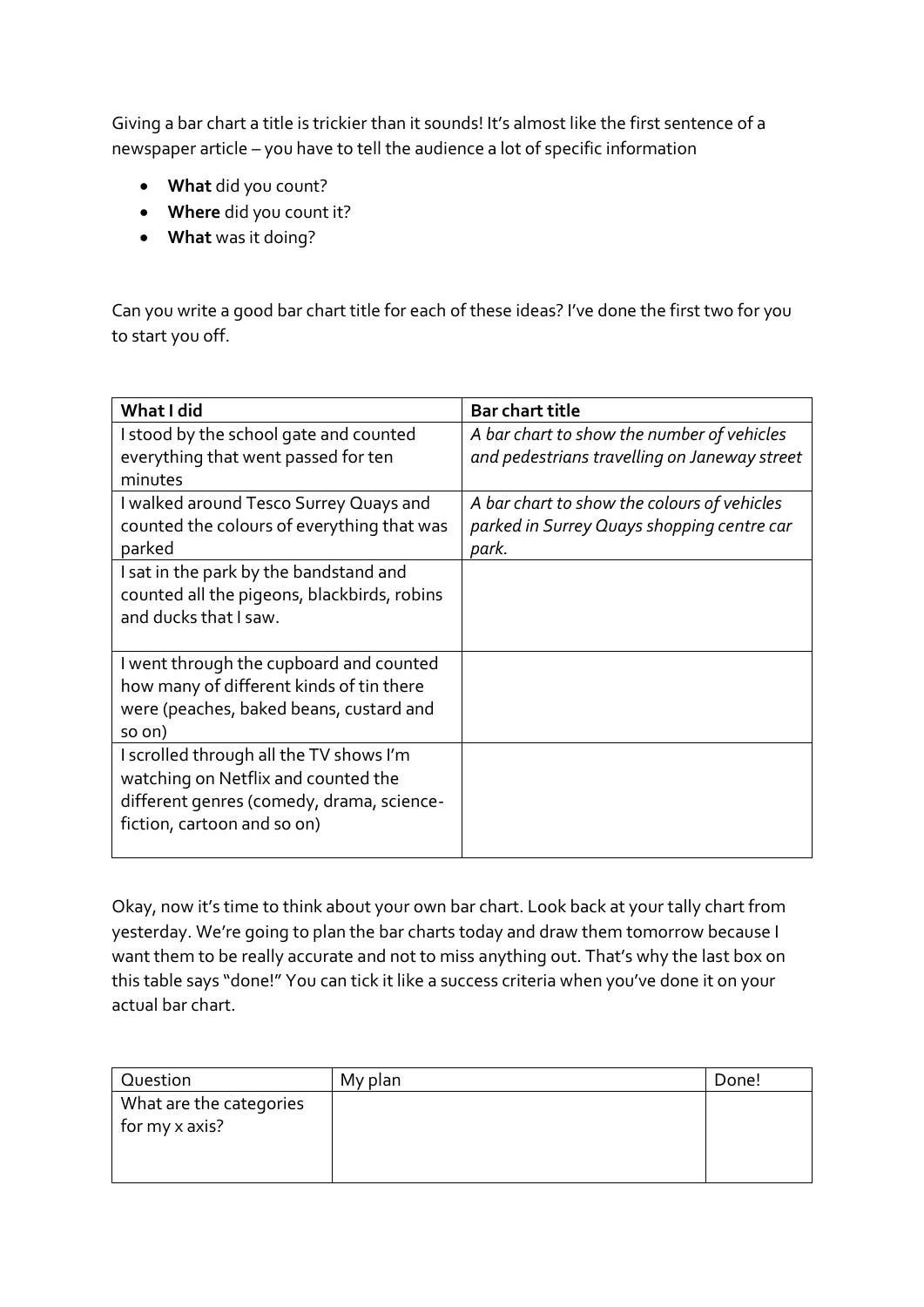Giving a bar chart a title is trickier than it sounds! It's almost like the first sentence of a newspaper article – you have to tell the audience a lot of specific information

- **What** did you count?
- **Where** did you count it?
- **What** was it doing?

Can you write a good bar chart title for each of these ideas? I've done the first two for you to start you off.

| What I did | Bar chart title |
|---|---|
| I stood by the school gate and counted everything that went passed for ten minutes | *A bar chart to show the number of vehicles and pedestrians travelling on Janeway street* |
| I walked around Tesco Surrey Quays and counted the colours of everything that was parked | *A bar chart to show the colours of vehicles parked in Surrey Quays shopping centre car park.* |
| I sat in the park by the bandstand and counted all the pigeons, blackbirds, robins and ducks that I saw. | |
| I went through the cupboard and counted how many of different kinds of tin there were (peaches, baked beans, custard and so on) | |
| I scrolled through all the TV shows I'm watching on Netflix and counted the different genres (comedy, drama, science-fiction, cartoon and so on) | |

Okay, now it's time to think about your own bar chart. Look back at your tally chart from yesterday. We're going to plan the bar charts today and draw them tomorrow because I want them to be really accurate and not to miss anything out. That's why the last box on this table says "done!" You can tick it like a success criteria when you've done it on your actual bar chart.

| Question | My plan | Done! |
|---|---|---|
| What are the categories for my x axis? | | |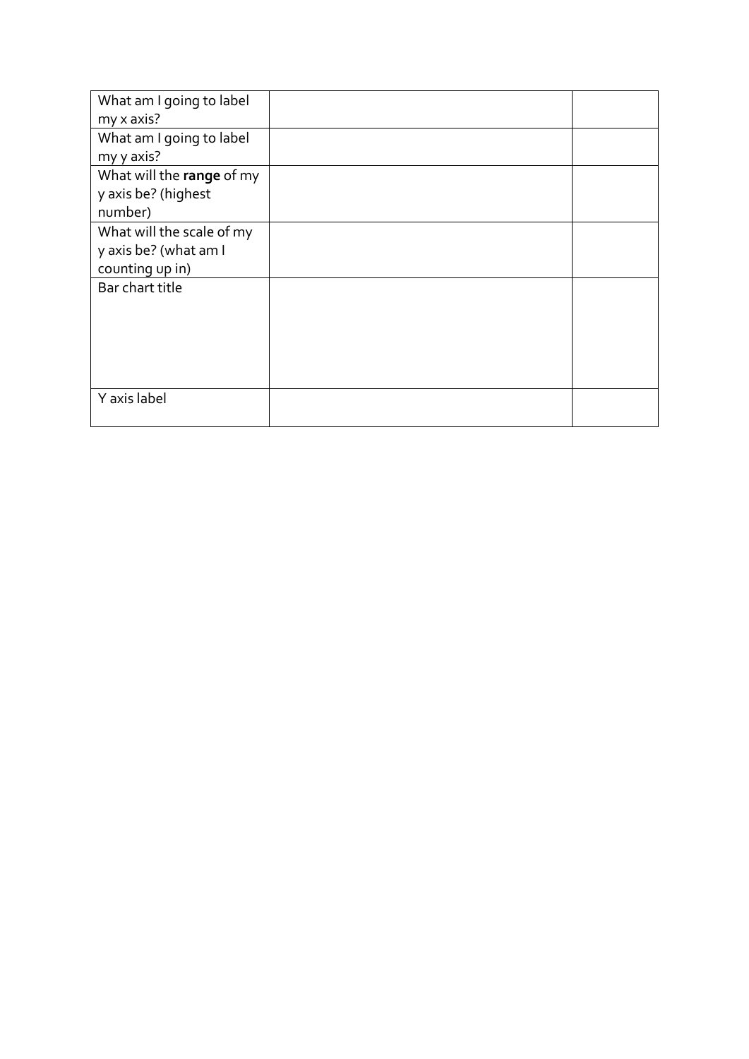| | | |
|---|---|---|
| What am I going to label my x axis? | | |
| What am I going to label my y axis? | | |
| What will the **range** of my y axis be? (highest number) | | |
| What will the scale of my y axis be? (what am I counting up in) | | |
| Bar chart title | | |
| Y axis label | | |